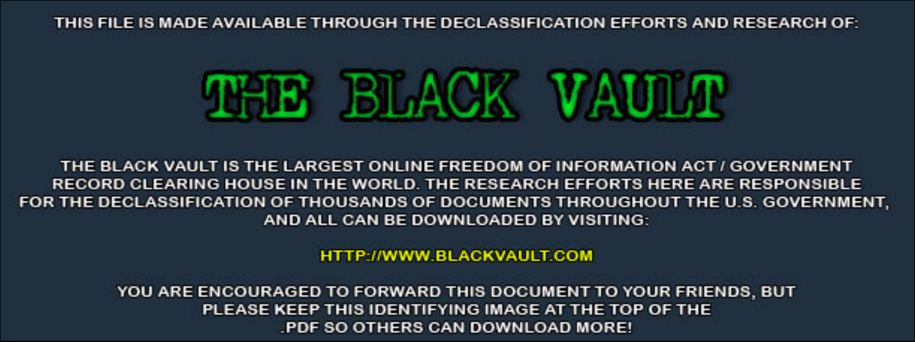THIS FILE IS MADE AVAILABLE THROUGH THE DECLASSIFICATION EFFORTS AND RESEARCH OF:

# THE BLACK VAULT

THE BLACK VAULT IS THE LARGEST ONLINE FREEDOM OF INFORMATION ACT / GOVERNMENT RECORD CLEARING HOUSE IN THE WORLD. THE RESEARCH EFFORTS HERE ARE RESPONSIBLE FOR THE DECLASSIFICATION OF THOUSANDS OF DOCUMENTS THROUGHOUT THE U.S. GOVERNMENT, AND ALL CAN BE DOWNLOADED BY VISITING:

HTTP://WWW.BLACKVAULT.COM

YOU ARE ENCOURAGED TO FORWARD THIS DOCUMENT TO YOUR FRIENDS, BUT PLEASE KEEP THIS IDENTIFYING IMAGE AT THE TOP OF THE .PDF SO OTHERS CAN DOWNLOAD MORE!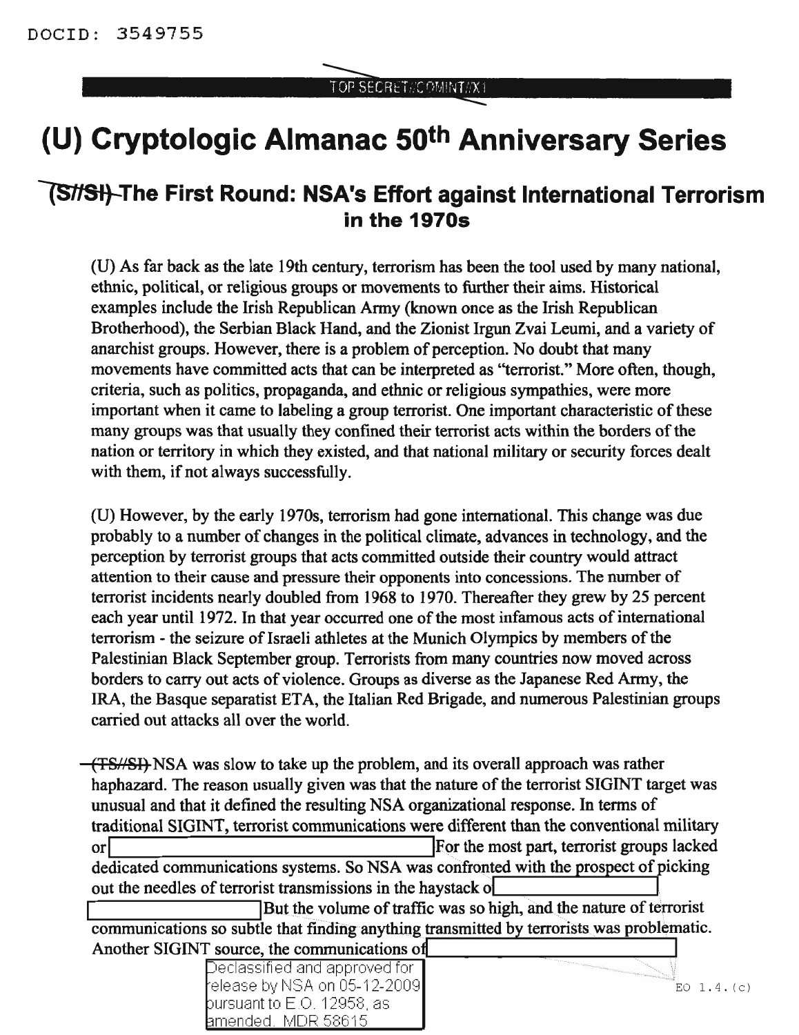DOCID: 3549755

TOP SECRET//COMINT//X1

# (U) Cryptologic Almanac 50th Anniversary Series

## ~~(S//SI)~~ The First Round: NSA's Effort against International Terrorism in the 1970s

(U) As far back as the late 19th century, terrorism has been the tool used by many national, ethnic, political, or religious groups or movements to further their aims. Historical examples include the Irish Republican Army (known once as the Irish Republican Brotherhood), the Serbian Black Hand, and the Zionist Irgun Zvai Leumi, and a variety of anarchist groups. However, there is a problem of perception. No doubt that many movements have committed acts that can be interpreted as "terrorist." More often, though, criteria, such as politics, propaganda, and ethnic or religious sympathies, were more important when it came to labeling a group terrorist. One important characteristic of these many groups was that usually they confined their terrorist acts within the borders of the nation or territory in which they existed, and that national military or security forces dealt with them, if not always successfully.

(U) However, by the early 1970s, terrorism had gone international. This change was due probably to a number of changes in the political climate, advances in technology, and the perception by terrorist groups that acts committed outside their country would attract attention to their cause and pressure their opponents into concessions. The number of terrorist incidents nearly doubled from 1968 to 1970. Thereafter they grew by 25 percent each year until 1972. In that year occurred one of the most infamous acts of international terrorism - the seizure of Israeli athletes at the Munich Olympics by members of the Palestinian Black September group. Terrorists from many countries now moved across borders to carry out acts of violence. Groups as diverse as the Japanese Red Army, the IRA, the Basque separatist ETA, the Italian Red Brigade, and numerous Palestinian groups carried out attacks all over the world.

~~(TS//SI)~~ NSA was slow to take up the problem, and its overall approach was rather haphazard. The reason usually given was that the nature of the terrorist SIGINT target was unusual and that it defined the resulting NSA organizational response. In terms of traditional SIGINT, terrorist communications were different than the conventional military or [REDACTED] For the most part, terrorist groups lacked dedicated communications systems. So NSA was confronted with the prospect of picking out the needles of terrorist transmissions in the haystack o[REDACTED] [REDACTED] But the volume of traffic was so high, and the nature of terrorist communications so subtle that finding anything transmitted by terrorists was problematic. Another SIGINT source, the communications of [REDACTED]

EO 1.4.(c)

Declassified and approved for release by NSA on 05-12-2009 pursuant to E.O. 12958, as amended. MDR 58615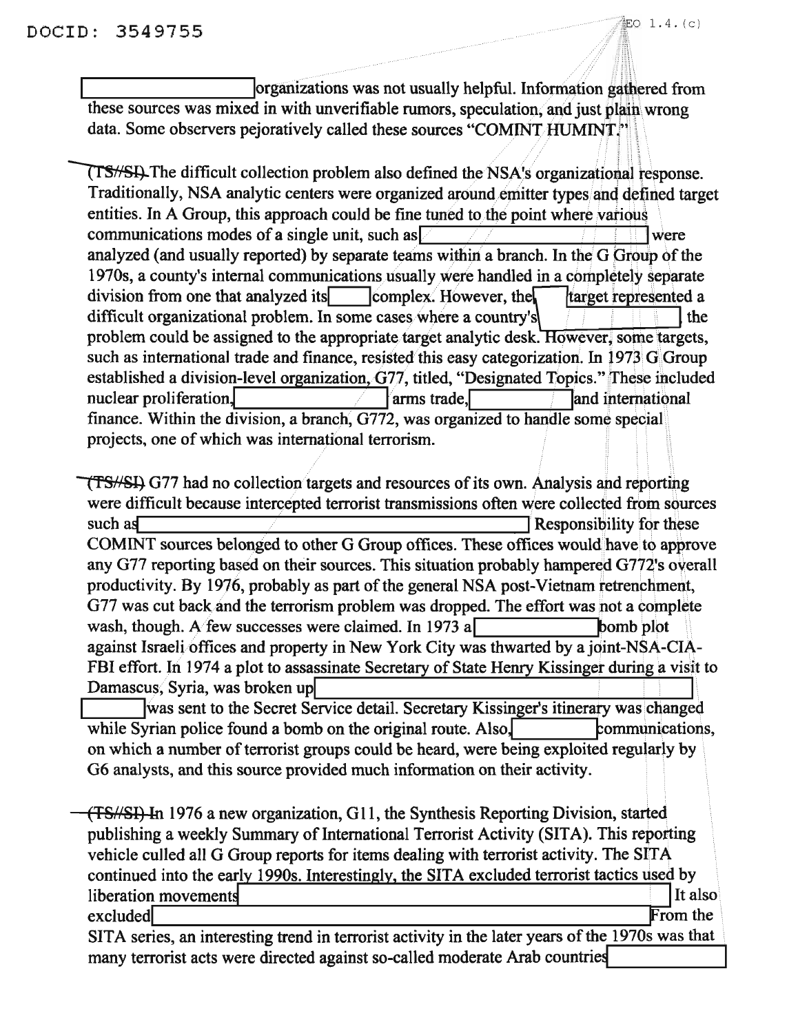organizations was not usually helpful. Information gathered from these sources was mixed in with unverifiable rumors, speculation, and just plain wrong data. Some observers pejoratively called these sources "COMINT HUMINT."

(TS//SI) The difficult collection problem also defined the NSA's organizational response. Traditionally, NSA analytic centers were organized around emitter types and defined target entities. In A Group, this approach could be fine tuned to the point where various communications modes of a single unit, such as [redacted] were analyzed (and usually reported) by separate teams within a branch. In the G Group of the 1970s, a county's internal communications usually were handled in a completely separate division from one that analyzed its [redacted] complex. However, the [redacted] target represented a difficult organizational problem. In some cases where a country's [redacted] the problem could be assigned to the appropriate target analytic desk. However, some targets, such as international trade and finance, resisted this easy categorization. In 1973 G Group established a division-level organization, G77, titled, "Designated Topics." These included nuclear proliferation, [redacted] arms trade, [redacted] and international finance. Within the division, a branch, G772, was organized to handle some special projects, one of which was international terrorism.

(TS//SI) G77 had no collection targets and resources of its own. Analysis and reporting were difficult because intercepted terrorist transmissions often were collected from sources such as [redacted] Responsibility for these COMINT sources belonged to other G Group offices. These offices would have to approve any G77 reporting based on their sources. This situation probably hampered G772's overall productivity. By 1976, probably as part of the general NSA post-Vietnam retrenchment, G77 was cut back and the terrorism problem was dropped. The effort was not a complete wash, though. A few successes were claimed. In 1973 a [redacted] bomb plot against Israeli offices and property in New York City was thwarted by a joint-NSA-CIA-FBI effort. In 1974 a plot to assassinate Secretary of State Henry Kissinger during a visit to Damascus, Syria, was broken up [redacted] was sent to the Secret Service detail. Secretary Kissinger's itinerary was changed while Syrian police found a bomb on the original route. Also, [redacted] communications, on which a number of terrorist groups could be heard, were being exploited regularly by G6 analysts, and this source provided much information on their activity.

(TS//SI) In 1976 a new organization, G11, the Synthesis Reporting Division, started publishing a weekly Summary of International Terrorist Activity (SITA). This reporting vehicle culled all G Group reports for items dealing with terrorist activity. The SITA continued into the early 1990s. Interestingly, the SITA excluded terrorist tactics used by liberation movements [redacted] It also excluded [redacted] From the SITA series, an interesting trend in terrorist activity in the later years of the 1970s was that many terrorist acts were directed against so-called moderate Arab countries [redacted]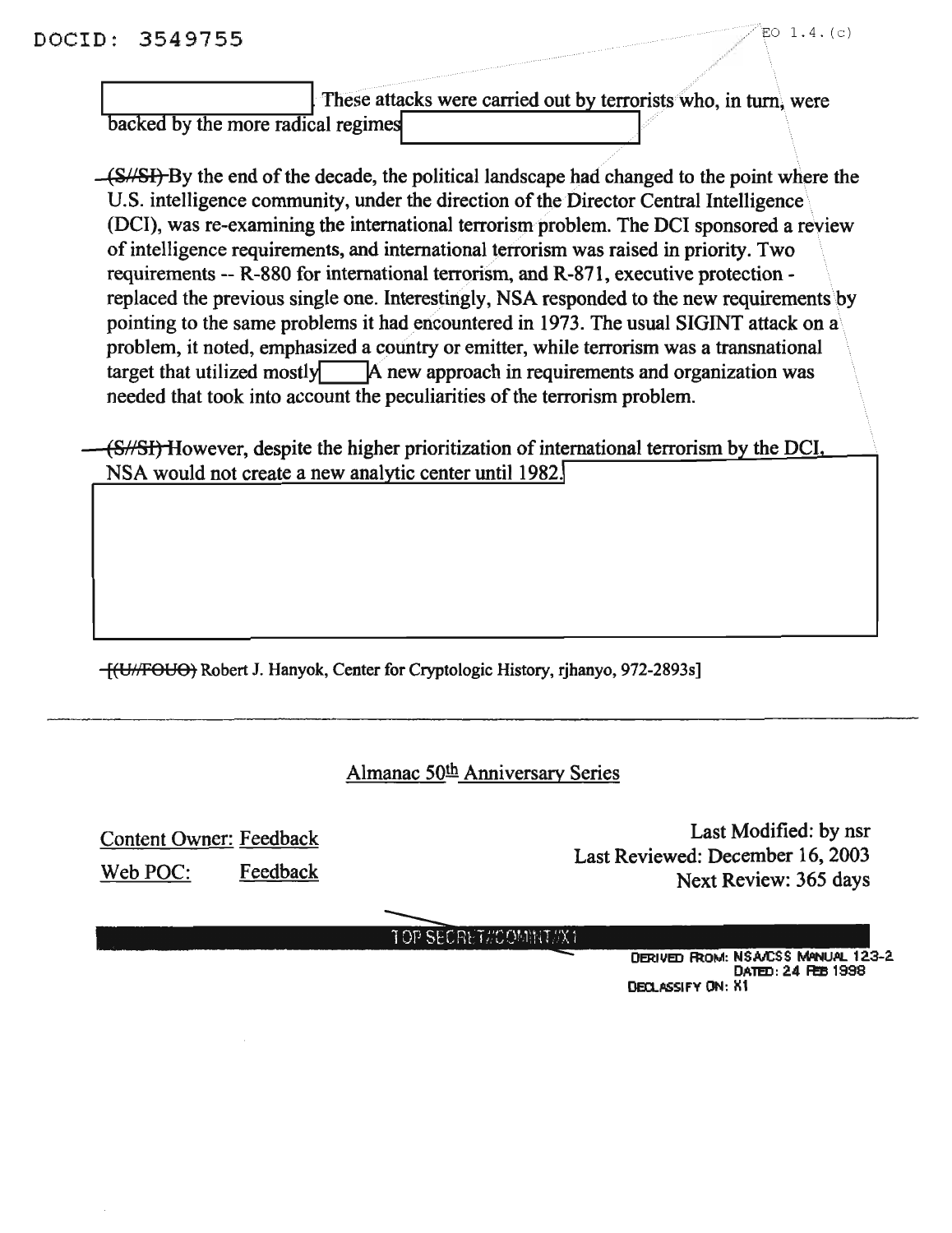DOCID: 3549755

EO 1.4.(c)

[redacted]. These attacks were carried out by terrorists who, in turn, were backed by the more radical regimes [redacted]

~~(S//SI)~~ By the end of the decade, the political landscape had changed to the point where the U.S. intelligence community, under the direction of the Director Central Intelligence (DCI), was re-examining the international terrorism problem. The DCI sponsored a review of intelligence requirements, and international terrorism was raised in priority. Two requirements -- R-880 for international terrorism, and R-871, executive protection - replaced the previous single one. Interestingly, NSA responded to the new requirements by pointing to the same problems it had encountered in 1973. The usual SIGINT attack on a problem, it noted, emphasized a country or emitter, while terrorism was a transnational target that utilized mostly [redacted] A new approach in requirements and organization was needed that took into account the peculiarities of the terrorism problem.

~~(S//SI)~~ However, despite the higher prioritization of international terrorism by the DCI, NSA would not create a new analytic center until 1982. [redacted]

~~[(U//FOUO)~~ Robert J. Hanyok, Center for Cryptologic History, rjhanyo, 972-2893s]

---

Almanac 50th Anniversary Series

Content Owner: Feedback

Web POC: Feedback

Last Modified: by nsr

Last Reviewed: December 16, 2003

Next Review: 365 days

TOP SECRET//COMINT//X1

DERIVED FROM: NSA/CSS MANUAL 123-2
DATED: 24 FEB 1998
DECLASSIFY ON: X1